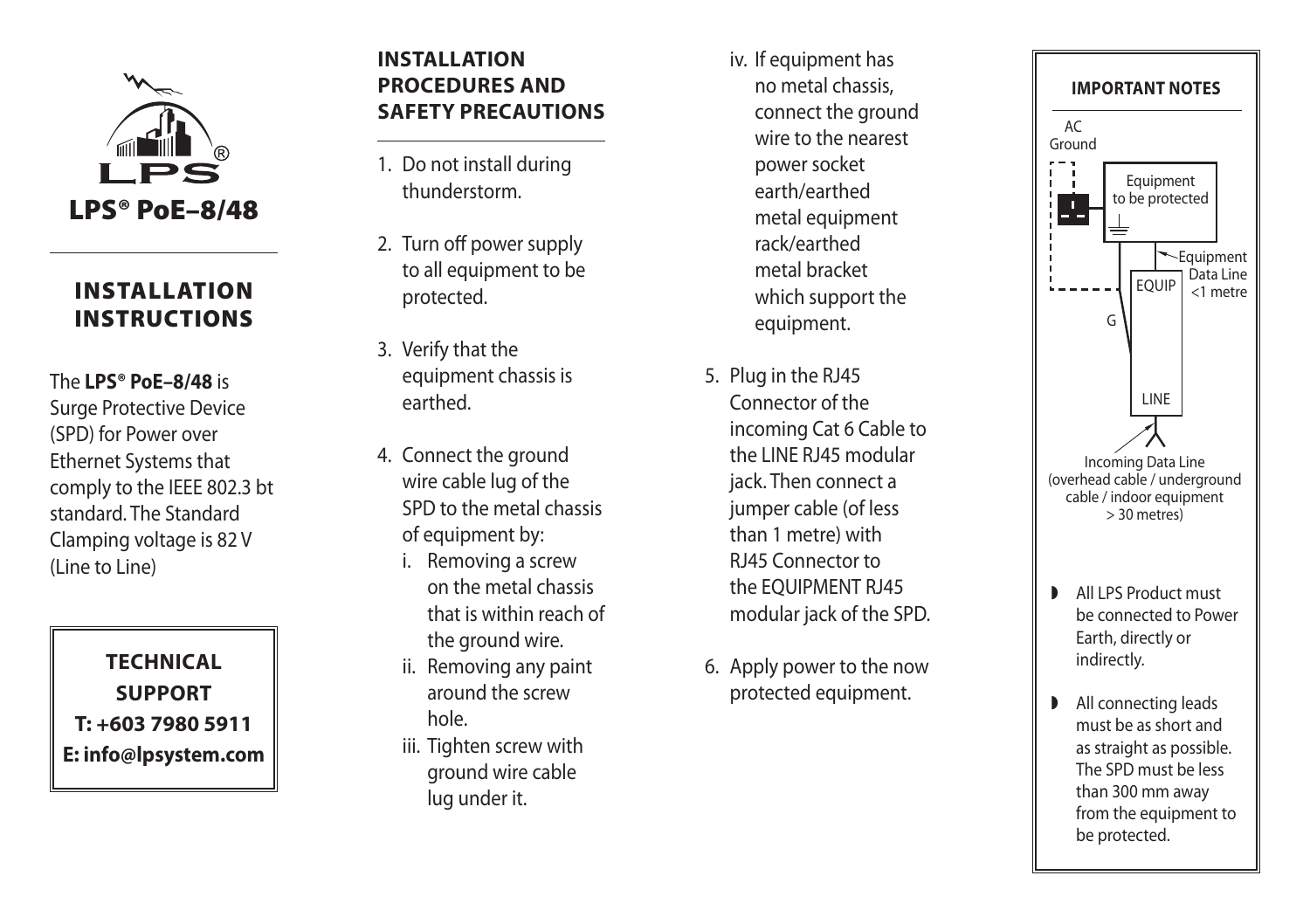# LPS® PoE–8/48

## INSTALLATION INSTRUCTIONS

The **LPS® PoE–8/48** is Surge Protective Device (SPD) for Power over Ethernet Systems that comply to the IEEE 802.3 bt standard. The Standard Clamping voltage is 82 V (Line to Line)

**TECHNICAL SUPPORT**
**T: +603 7980 5911**
**E: info@lpsystem.com**

## INSTALLATION PROCEDURES AND SAFETY PRECAUTIONS

1. Do not install during thunderstorm.
2. Turn off power supply to all equipment to be protected.
3. Verify that the equipment chassis is earthed.
4. Connect the ground wire cable lug of the SPD to the metal chassis of equipment by:
   i. Removing a screw on the metal chassis that is within reach of the ground wire.
   ii. Removing any paint around the screw hole.
   iii. Tighten screw with ground wire cable lug under it.
   iv. If equipment has no metal chassis, connect the ground wire to the nearest power socket earth/earthed metal equipment rack/earthed metal bracket which support the equipment.
5. Plug in the RJ45 Connector of the incoming Cat 6 Cable to the LINE RJ45 modular jack. Then connect a jumper cable (of less than 1 metre) with RJ45 Connector to the EQUIPMENT RJ45 modular jack of the SPD.
6. Apply power to the now protected equipment.

### IMPORTANT NOTES

AC Ground

Equipment to be protected

Equipment Data Line <1 metre

EQUIP

G

LINE

Incoming Data Line (overhead cable / underground cable / indoor equipment > 30 metres)

- All LPS Product must be connected to Power Earth, directly or indirectly.
- All connecting leads must be as short and as straight as possible. The SPD must be less than 300 mm away from the equipment to be protected.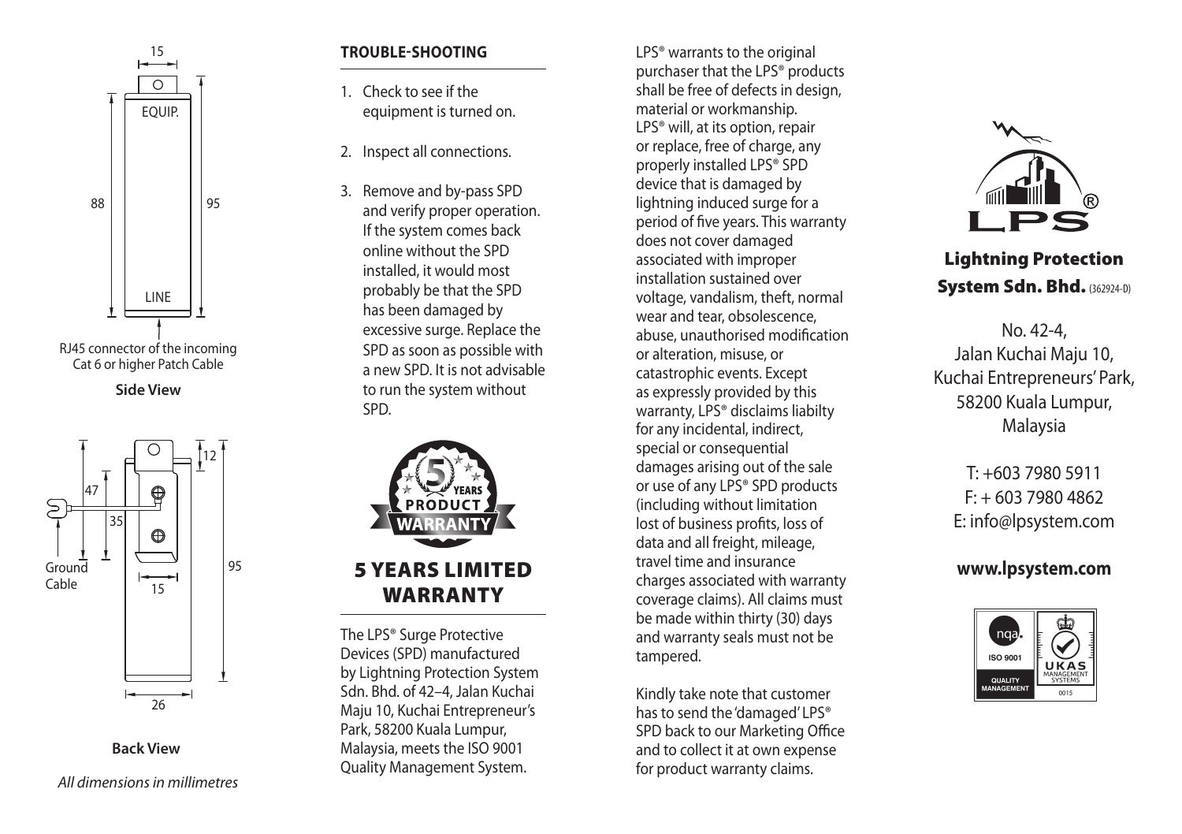15

EQUIP.

88

95

LINE

RJ45 connector of the incoming Cat 6 or higher Patch Cable

**Side View**

12

47

35

Ground Cable

15

95

26

**Back View**

*All dimensions in millimetres*

**TROUBLE-SHOOTING**

1. Check to see if the equipment is turned on.
2. Inspect all connections.
3. Remove and by-pass SPD and verify proper operation. If the system comes back online without the SPD installed, it would most probably be that the SPD has been damaged by excessive surge. Replace the SPD as soon as possible with a new SPD. It is not advisable to run the system without SPD.

5 YEARS PRODUCT WARRANTY

## 5 YEARS LIMITED WARRANTY

The LPS® Surge Protective Devices (SPD) manufactured by Lightning Protection System Sdn. Bhd. of 42–4, Jalan Kuchai Maju 10, Kuchai Entrepreneur's Park, 58200 Kuala Lumpur, Malaysia, meets the ISO 9001 Quality Management System.

LPS® warrants to the original purchaser that the LPS® products shall be free of defects in design, material or workmanship. LPS® will, at its option, repair or replace, free of charge, any properly installed LPS® SPD device that is damaged by lightning induced surge for a period of five years. This warranty does not cover damaged associated with improper installation sustained over voltage, vandalism, theft, normal wear and tear, obsolescence, abuse, unauthorised modification or alteration, misuse, or catastrophic events. Except as expressly provided by this warranty, LPS® disclaims liabilty for any incidental, indirect, special or consequential damages arising out of the sale or use of any LPS® SPD products (including without limitation lost of business profits, loss of data and all freight, mileage, travel time and insurance charges associated with warranty coverage claims). All claims must be made within thirty (30) days and warranty seals must not be tampered.

Kindly take note that customer has to send the 'damaged' LPS® SPD back to our Marketing Office and to collect it at own expense for product warranty claims.

LPS®

**Lightning Protection System Sdn. Bhd.** (362924-D)

No. 42-4,
Jalan Kuchai Maju 10,
Kuchai Entrepreneurs' Park,
58200 Kuala Lumpur,
Malaysia

T: +603 7980 5911
F: + 603 7980 4862
E: info@lpsystem.com

**www.lpsystem.com**

nqa. ISO 9001 QUALITY MANAGEMENT

UKAS MANAGEMENT SYSTEMS 0015